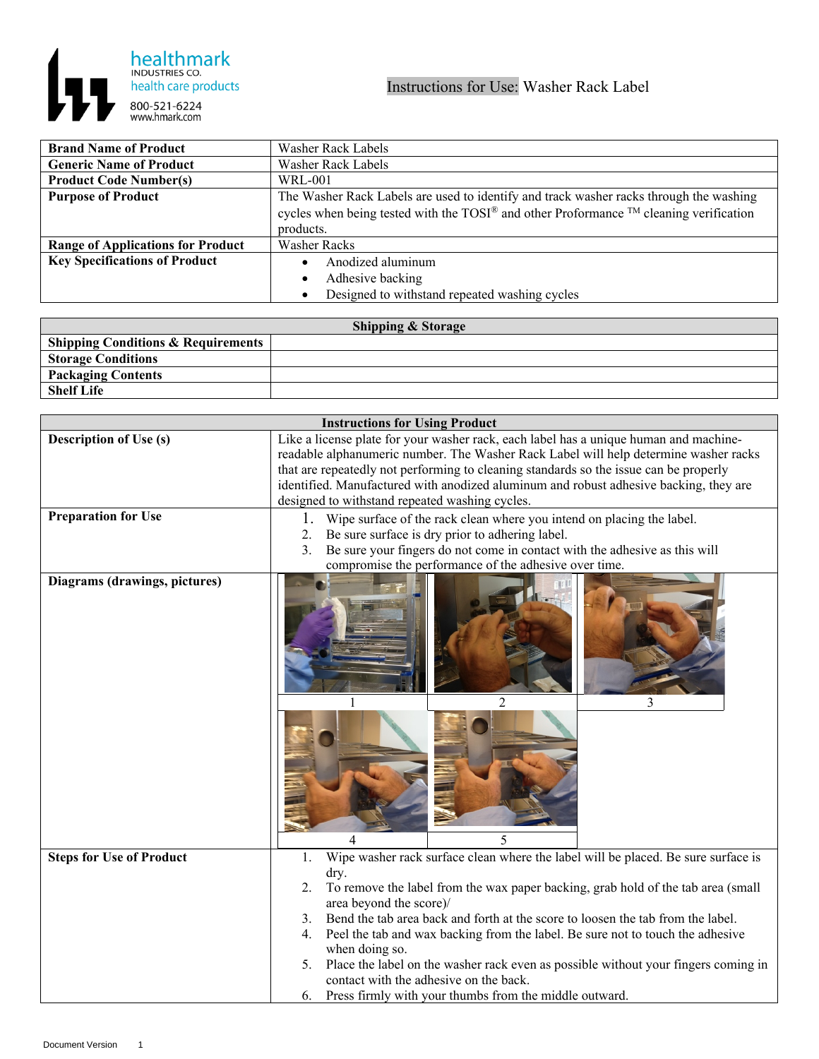healthmark
INDUSTRIES CO.
health care products
800-521-6224
www.hmark.com

# Instructions for Use: Washer Rack Label

| | |
|---|---|
| **Brand Name of Product** | Washer Rack Labels |
| **Generic Name of Product** | Washer Rack Labels |
| **Product Code Number(s)** | WRL-001 |
| **Purpose of Product** | The Washer Rack Labels are used to identify and track washer racks through the washing cycles when being tested with the TOSI® and other Proformance ™ cleaning verification products. |
| **Range of Applications for Product** | Washer Racks |
| **Key Specifications of Product** | • Anodized aluminum<br>• Adhesive backing<br>• Designed to withstand repeated washing cycles |

| **Shipping & Storage** | |
|---|---|
| **Shipping Conditions & Requirements** | |
| **Storage Conditions** | |
| **Packaging Contents** | |
| **Shelf Life** | |

| **Instructions for Using Product** | |
|---|---|
| **Description of Use (s)** | Like a license plate for your washer rack, each label has a unique human and machine-readable alphanumeric number. The Washer Rack Label will help determine washer racks that are repeatedly not performing to cleaning standards so the issue can be properly identified. Manufactured with anodized aluminum and robust adhesive backing, they are designed to withstand repeated washing cycles. |
| **Preparation for Use** | 1. Wipe surface of the rack clean where you intend on placing the label.<br>2. Be sure surface is dry prior to adhering label.<br>3. Be sure your fingers do not come in contact with the adhesive as this will compromise the performance of the adhesive over time. |
| **Diagrams (drawings, pictures)** | 1 2 3 4 5 |
| **Steps for Use of Product** | 1. Wipe washer rack surface clean where the label will be placed. Be sure surface is dry.<br>2. To remove the label from the wax paper backing, grab hold of the tab area (small area beyond the score)/<br>3. Bend the tab area back and forth at the score to loosen the tab from the label.<br>4. Peel the tab and wax backing from the label. Be sure not to touch the adhesive when doing so.<br>5. Place the label on the washer rack even as possible without your fingers coming in contact with the adhesive on the back.<br>6. Press firmly with your thumbs from the middle outward. |

Document Version 1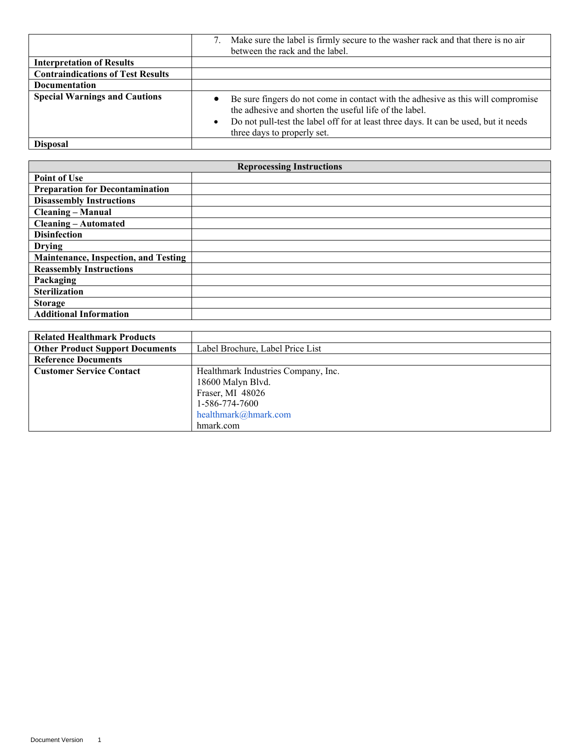| | |
|---|---|
| | 7. Make sure the label is firmly secure to the washer rack and that there is no air between the rack and the label. |
| **Interpretation of Results** | |
| **Contraindications of Test Results** | |
| **Documentation** | |
| **Special Warnings and Cautions** | • Be sure fingers do not come in contact with the adhesive as this will compromise the adhesive and shorten the useful life of the label.<br>• Do not pull-test the label off for at least three days. It can be used, but it needs three days to properly set. |
| **Disposal** | |

| **Reprocessing Instructions** | |
|---|---|
| **Point of Use** | |
| **Preparation for Decontamination** | |
| **Disassembly Instructions** | |
| **Cleaning – Manual** | |
| **Cleaning – Automated** | |
| **Disinfection** | |
| **Drying** | |
| **Maintenance, Inspection, and Testing** | |
| **Reassembly Instructions** | |
| **Packaging** | |
| **Sterilization** | |
| **Storage** | |
| **Additional Information** | |

| | |
|---|---|
| **Related Healthmark Products** | |
| **Other Product Support Documents** | Label Brochure, Label Price List |
| **Reference Documents** | |
| **Customer Service Contact** | Healthmark Industries Company, Inc.<br>18600 Malyn Blvd.<br>Fraser, MI 48026<br>1-586-774-7600<br>healthmark@hmark.com<br>hmark.com |

Document Version 1